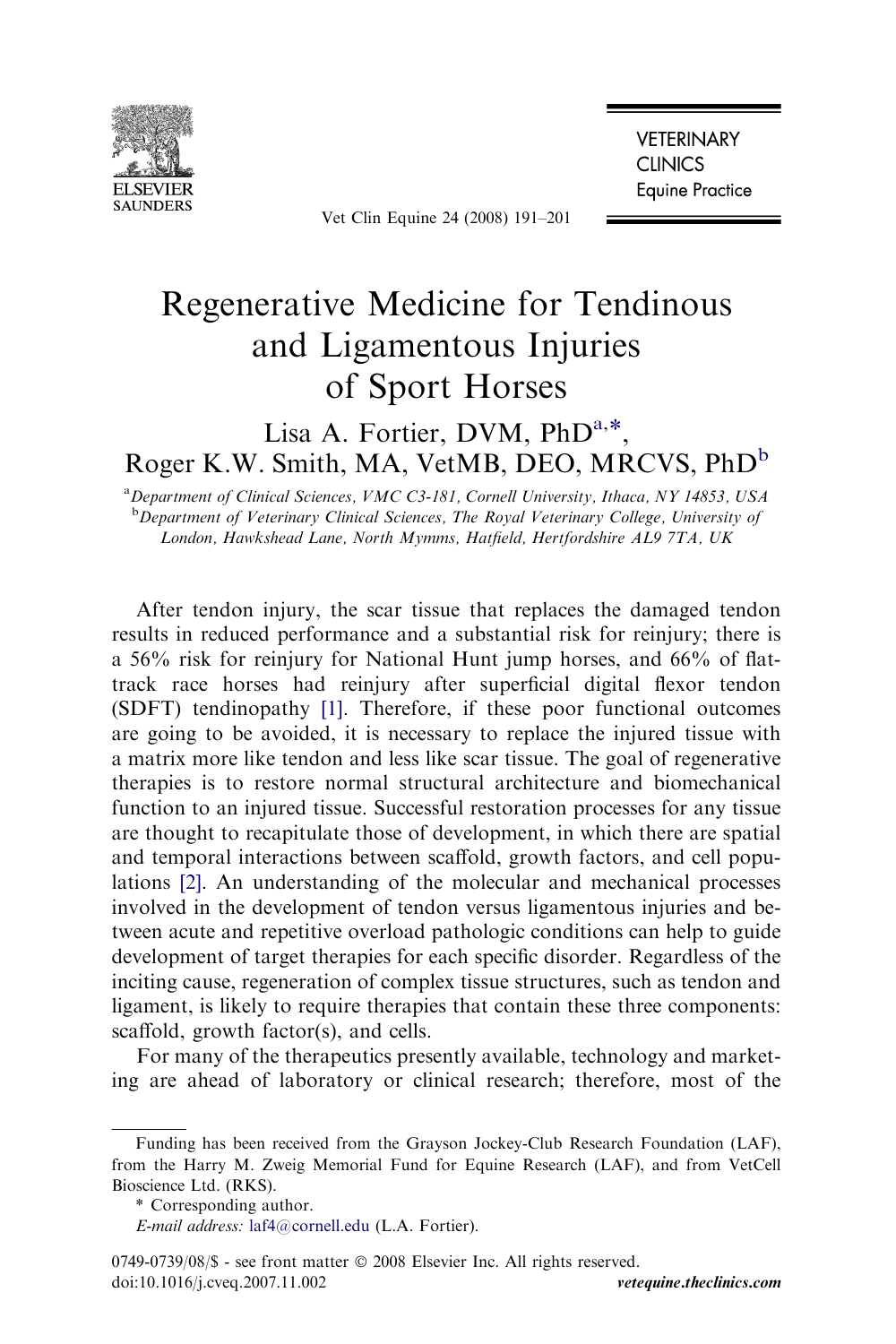# Regenerative Medicine for Tendinous and Ligamentous Injuries of Sport Horses

Lisa A. Fortier, DVM, PhD[a,*], Roger K.W. Smith, MA, VetMB, DEO, MRCVS, PhD[b]

[a]*Department of Clinical Sciences, VMC C3-181, Cornell University, Ithaca, NY 14853, USA*
[b]*Department of Veterinary Clinical Sciences, The Royal Veterinary College, University of London, Hawkshead Lane, North Mymms, Hatfield, Hertfordshire AL9 7TA, UK*

After tendon injury, the scar tissue that replaces the damaged tendon results in reduced performance and a substantial risk for reinjury; there is a 56% risk for reinjury for National Hunt jump horses, and 66% of flat-track race horses had reinjury after superficial digital flexor tendon (SDFT) tendinopathy [1]. Therefore, if these poor functional outcomes are going to be avoided, it is necessary to replace the injured tissue with a matrix more like tendon and less like scar tissue. The goal of regenerative therapies is to restore normal structural architecture and biomechanical function to an injured tissue. Successful restoration processes for any tissue are thought to recapitulate those of development, in which there are spatial and temporal interactions between scaffold, growth factors, and cell populations [2]. An understanding of the molecular and mechanical processes involved in the development of tendon versus ligamentous injuries and between acute and repetitive overload pathologic conditions can help to guide development of target therapies for each specific disorder. Regardless of the inciting cause, regeneration of complex tissue structures, such as tendon and ligament, is likely to require therapies that contain these three components: scaffold, growth factor(s), and cells.

For many of the therapeutics presently available, technology and marketing are ahead of laboratory or clinical research; therefore, most of the

---

Funding has been received from the Grayson Jockey-Club Research Foundation (LAF), from the Harry M. Zweig Memorial Fund for Equine Research (LAF), and from VetCell Bioscience Ltd. (RKS).

\* Corresponding author.

*E-mail address:* laf4@cornell.edu (L.A. Fortier).

0749-0739/08/$ - see front matter © 2008 Elsevier Inc. All rights reserved.
doi:10.1016/j.cveq.2007.11.002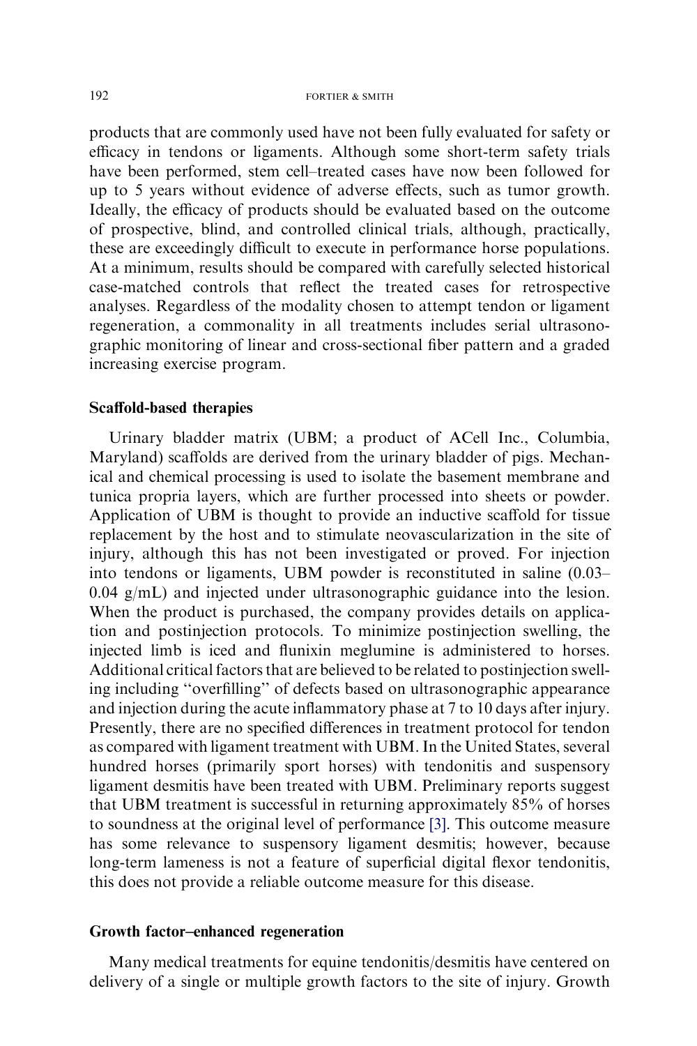products that are commonly used have not been fully evaluated for safety or efficacy in tendons or ligaments. Although some short-term safety trials have been performed, stem cell–treated cases have now been followed for up to 5 years without evidence of adverse effects, such as tumor growth. Ideally, the efficacy of products should be evaluated based on the outcome of prospective, blind, and controlled clinical trials, although, practically, these are exceedingly difficult to execute in performance horse populations. At a minimum, results should be compared with carefully selected historical case-matched controls that reflect the treated cases for retrospective analyses. Regardless of the modality chosen to attempt tendon or ligament regeneration, a commonality in all treatments includes serial ultrasonographic monitoring of linear and cross-sectional fiber pattern and a graded increasing exercise program.

## Scaffold-based therapies

Urinary bladder matrix (UBM; a product of ACell Inc., Columbia, Maryland) scaffolds are derived from the urinary bladder of pigs. Mechanical and chemical processing is used to isolate the basement membrane and tunica propria layers, which are further processed into sheets or powder. Application of UBM is thought to provide an inductive scaffold for tissue replacement by the host and to stimulate neovascularization in the site of injury, although this has not been investigated or proved. For injection into tendons or ligaments, UBM powder is reconstituted in saline (0.03–0.04 g/mL) and injected under ultrasonographic guidance into the lesion. When the product is purchased, the company provides details on application and postinjection protocols. To minimize postinjection swelling, the injected limb is iced and flunixin meglumine is administered to horses. Additional critical factors that are believed to be related to postinjection swelling including "overfilling" of defects based on ultrasonographic appearance and injection during the acute inflammatory phase at 7 to 10 days after injury. Presently, there are no specified differences in treatment protocol for tendon as compared with ligament treatment with UBM. In the United States, several hundred horses (primarily sport horses) with tendonitis and suspensory ligament desmitis have been treated with UBM. Preliminary reports suggest that UBM treatment is successful in returning approximately 85% of horses to soundness at the original level of performance [3]. This outcome measure has some relevance to suspensory ligament desmitis; however, because long-term lameness is not a feature of superficial digital flexor tendonitis, this does not provide a reliable outcome measure for this disease.

## Growth factor–enhanced regeneration

Many medical treatments for equine tendonitis/desmitis have centered on delivery of a single or multiple growth factors to the site of injury. Growth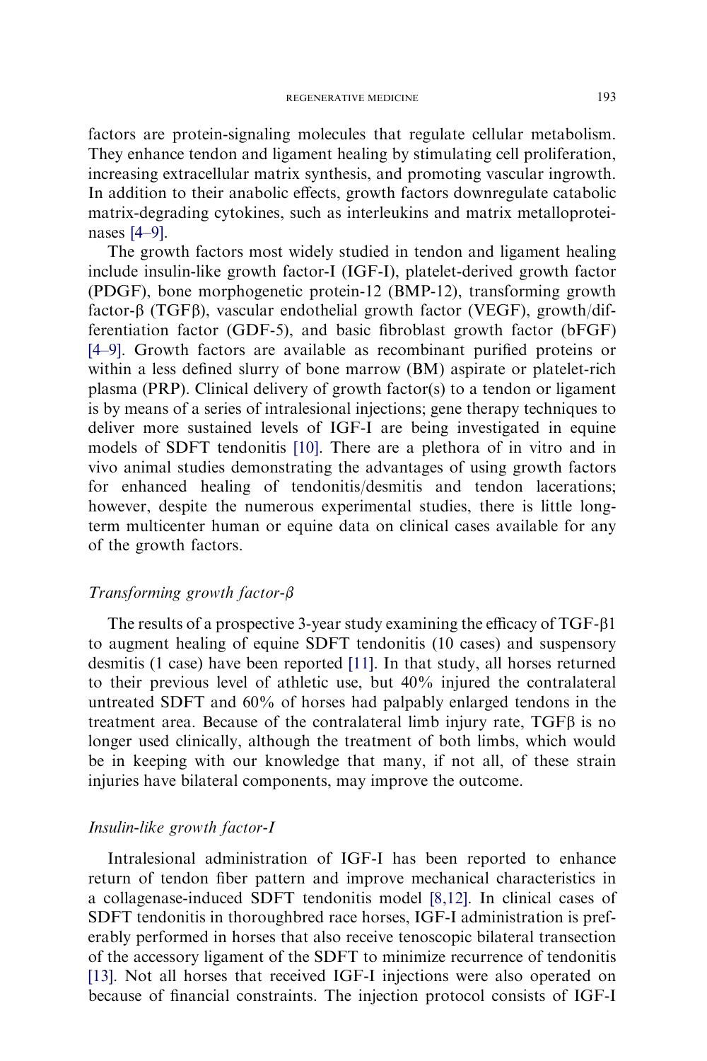factors are protein-signaling molecules that regulate cellular metabolism. They enhance tendon and ligament healing by stimulating cell proliferation, increasing extracellular matrix synthesis, and promoting vascular ingrowth. In addition to their anabolic effects, growth factors downregulate catabolic matrix-degrading cytokines, such as interleukins and matrix metalloproteinases [4–9].

The growth factors most widely studied in tendon and ligament healing include insulin-like growth factor-I (IGF-I), platelet-derived growth factor (PDGF), bone morphogenetic protein-12 (BMP-12), transforming growth factor-β (TGFβ), vascular endothelial growth factor (VEGF), growth/differentiation factor (GDF-5), and basic fibroblast growth factor (bFGF) [4–9]. Growth factors are available as recombinant purified proteins or within a less defined slurry of bone marrow (BM) aspirate or platelet-rich plasma (PRP). Clinical delivery of growth factor(s) to a tendon or ligament is by means of a series of intralesional injections; gene therapy techniques to deliver more sustained levels of IGF-I are being investigated in equine models of SDFT tendonitis [10]. There are a plethora of in vitro and in vivo animal studies demonstrating the advantages of using growth factors for enhanced healing of tendonitis/desmitis and tendon lacerations; however, despite the numerous experimental studies, there is little long-term multicenter human or equine data on clinical cases available for any of the growth factors.

### *Transforming growth factor-β*

The results of a prospective 3-year study examining the efficacy of TGF-β1 to augment healing of equine SDFT tendonitis (10 cases) and suspensory desmitis (1 case) have been reported [11]. In that study, all horses returned to their previous level of athletic use, but 40% injured the contralateral untreated SDFT and 60% of horses had palpably enlarged tendons in the treatment area. Because of the contralateral limb injury rate, TGFβ is no longer used clinically, although the treatment of both limbs, which would be in keeping with our knowledge that many, if not all, of these strain injuries have bilateral components, may improve the outcome.

### *Insulin-like growth factor-I*

Intralesional administration of IGF-I has been reported to enhance return of tendon fiber pattern and improve mechanical characteristics in a collagenase-induced SDFT tendonitis model [8,12]. In clinical cases of SDFT tendonitis in thoroughbred race horses, IGF-I administration is preferably performed in horses that also receive tenoscopic bilateral transection of the accessory ligament of the SDFT to minimize recurrence of tendonitis [13]. Not all horses that received IGF-I injections were also operated on because of financial constraints. The injection protocol consists of IGF-I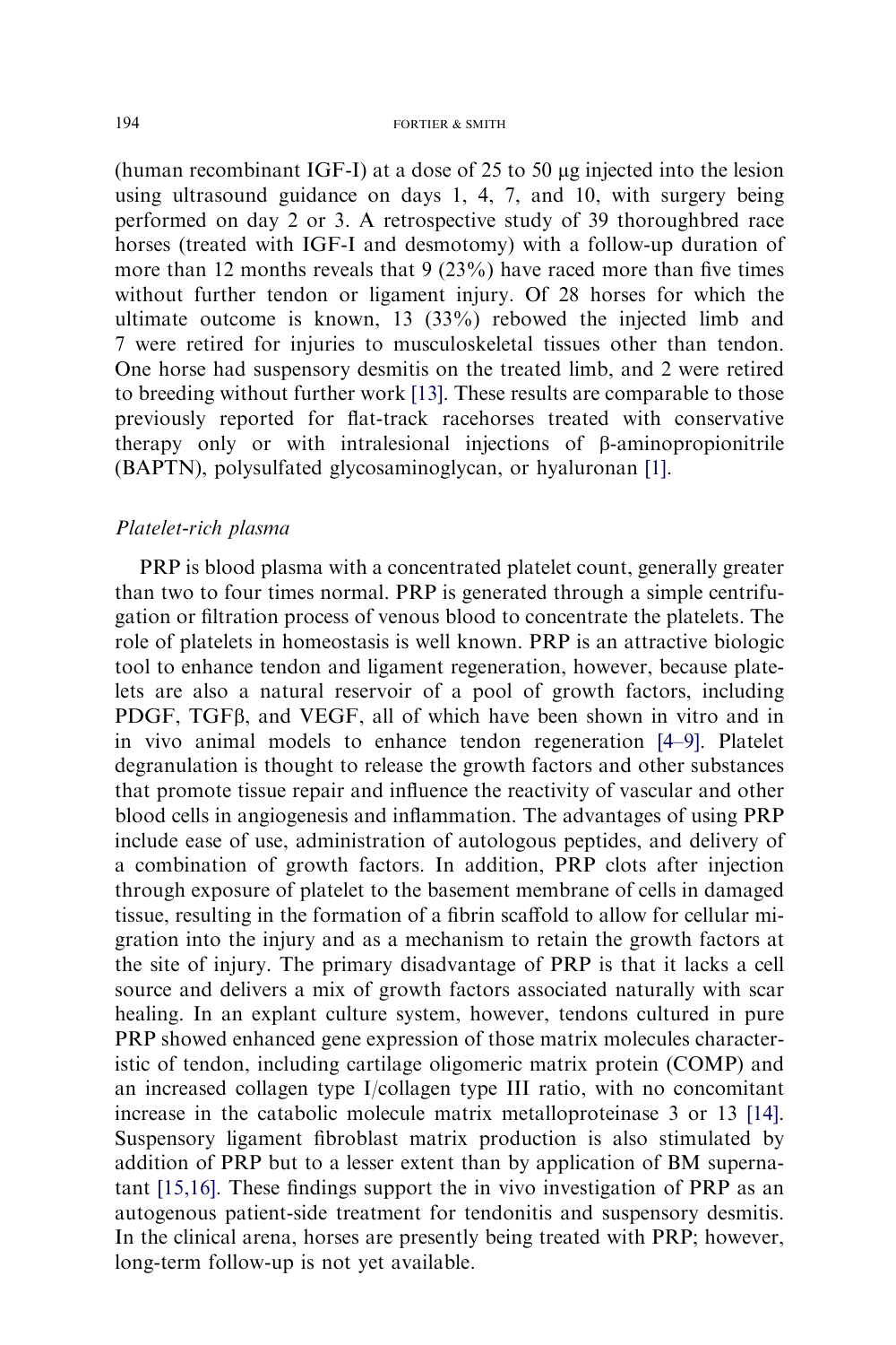(human recombinant IGF-I) at a dose of 25 to 50 μg injected into the lesion using ultrasound guidance on days 1, 4, 7, and 10, with surgery being performed on day 2 or 3. A retrospective study of 39 thoroughbred race horses (treated with IGF-I and desmotomy) with a follow-up duration of more than 12 months reveals that 9 (23%) have raced more than five times without further tendon or ligament injury. Of 28 horses for which the ultimate outcome is known, 13 (33%) rebowed the injected limb and 7 were retired for injuries to musculoskeletal tissues other than tendon. One horse had suspensory desmitis on the treated limb, and 2 were retired to breeding without further work [13]. These results are comparable to those previously reported for flat-track racehorses treated with conservative therapy only or with intralesional injections of β-aminopropionitrile (BAPTN), polysulfated glycosaminoglycan, or hyaluronan [1].

*Platelet-rich plasma*

PRP is blood plasma with a concentrated platelet count, generally greater than two to four times normal. PRP is generated through a simple centrifugation or filtration process of venous blood to concentrate the platelets. The role of platelets in homeostasis is well known. PRP is an attractive biologic tool to enhance tendon and ligament regeneration, however, because platelets are also a natural reservoir of a pool of growth factors, including PDGF, TGFβ, and VEGF, all of which have been shown in vitro and in in vivo animal models to enhance tendon regeneration [4–9]. Platelet degranulation is thought to release the growth factors and other substances that promote tissue repair and influence the reactivity of vascular and other blood cells in angiogenesis and inflammation. The advantages of using PRP include ease of use, administration of autologous peptides, and delivery of a combination of growth factors. In addition, PRP clots after injection through exposure of platelet to the basement membrane of cells in damaged tissue, resulting in the formation of a fibrin scaffold to allow for cellular migration into the injury and as a mechanism to retain the growth factors at the site of injury. The primary disadvantage of PRP is that it lacks a cell source and delivers a mix of growth factors associated naturally with scar healing. In an explant culture system, however, tendons cultured in pure PRP showed enhanced gene expression of those matrix molecules characteristic of tendon, including cartilage oligomeric matrix protein (COMP) and an increased collagen type I/collagen type III ratio, with no concomitant increase in the catabolic molecule matrix metalloproteinase 3 or 13 [14]. Suspensory ligament fibroblast matrix production is also stimulated by addition of PRP but to a lesser extent than by application of BM supernatant [15,16]. These findings support the in vivo investigation of PRP as an autogenous patient-side treatment for tendonitis and suspensory desmitis. In the clinical arena, horses are presently being treated with PRP; however, long-term follow-up is not yet available.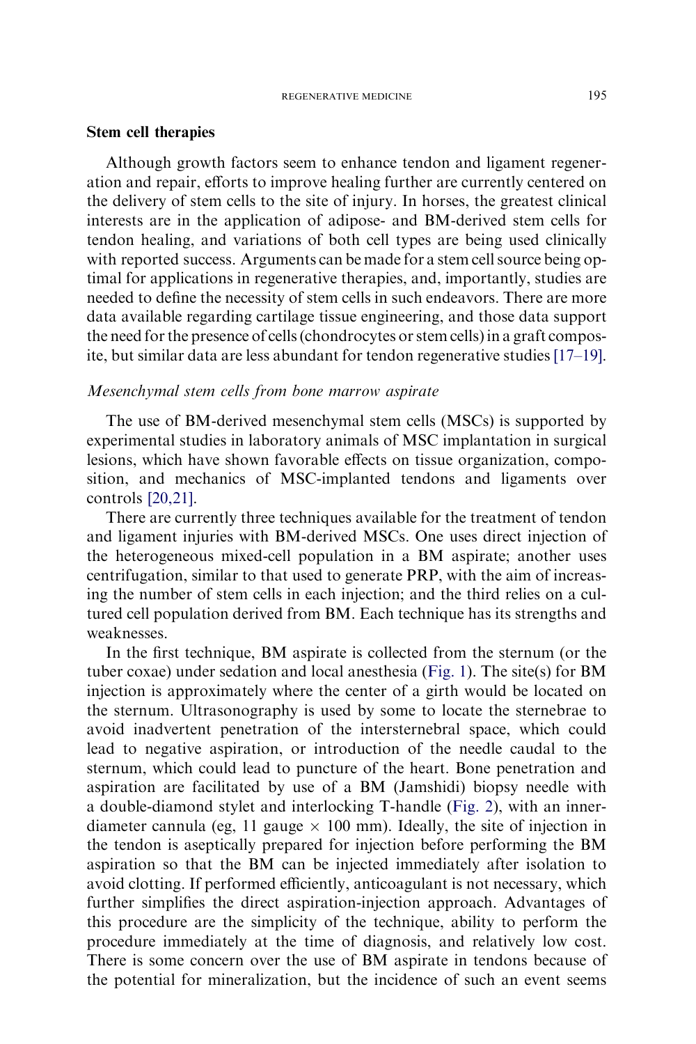## Stem cell therapies

Although growth factors seem to enhance tendon and ligament regeneration and repair, efforts to improve healing further are currently centered on the delivery of stem cells to the site of injury. In horses, the greatest clinical interests are in the application of adipose- and BM-derived stem cells for tendon healing, and variations of both cell types are being used clinically with reported success. Arguments can be made for a stem cell source being optimal for applications in regenerative therapies, and, importantly, studies are needed to define the necessity of stem cells in such endeavors. There are more data available regarding cartilage tissue engineering, and those data support the need for the presence of cells (chondrocytes or stem cells) in a graft composite, but similar data are less abundant for tendon regenerative studies [17–19].

### *Mesenchymal stem cells from bone marrow aspirate*

The use of BM-derived mesenchymal stem cells (MSCs) is supported by experimental studies in laboratory animals of MSC implantation in surgical lesions, which have shown favorable effects on tissue organization, composition, and mechanics of MSC-implanted tendons and ligaments over controls [20,21].

There are currently three techniques available for the treatment of tendon and ligament injuries with BM-derived MSCs. One uses direct injection of the heterogeneous mixed-cell population in a BM aspirate; another uses centrifugation, similar to that used to generate PRP, with the aim of increasing the number of stem cells in each injection; and the third relies on a cultured cell population derived from BM. Each technique has its strengths and weaknesses.

In the first technique, BM aspirate is collected from the sternum (or the tuber coxae) under sedation and local anesthesia (Fig. 1). The site(s) for BM injection is approximately where the center of a girth would be located on the sternum. Ultrasonography is used by some to locate the sternebrae to avoid inadvertent penetration of the intersternebral space, which could lead to negative aspiration, or introduction of the needle caudal to the sternum, which could lead to puncture of the heart. Bone penetration and aspiration are facilitated by use of a BM (Jamshidi) biopsy needle with a double-diamond stylet and interlocking T-handle (Fig. 2), with an inner-diameter cannula (eg, 11 gauge × 100 mm). Ideally, the site of injection in the tendon is aseptically prepared for injection before performing the BM aspiration so that the BM can be injected immediately after isolation to avoid clotting. If performed efficiently, anticoagulant is not necessary, which further simplifies the direct aspiration-injection approach. Advantages of this procedure are the simplicity of the technique, ability to perform the procedure immediately at the time of diagnosis, and relatively low cost. There is some concern over the use of BM aspirate in tendons because of the potential for mineralization, but the incidence of such an event seems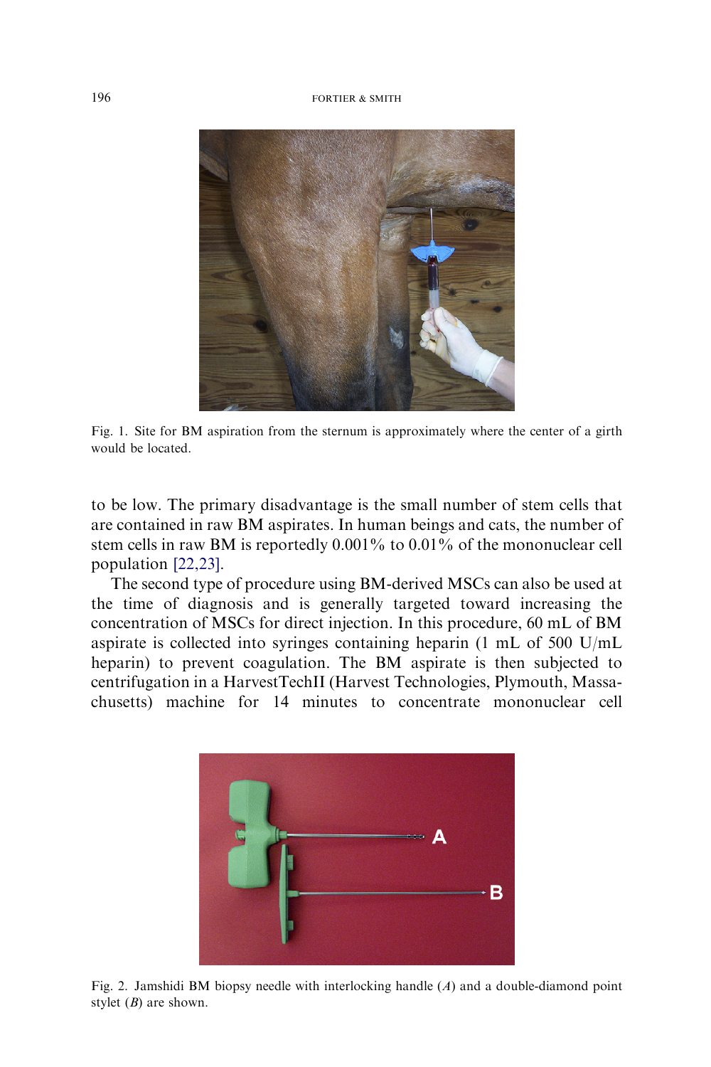Fig. 1. Site for BM aspiration from the sternum is approximately where the center of a girth would be located.

to be low. The primary disadvantage is the small number of stem cells that are contained in raw BM aspirates. In human beings and cats, the number of stem cells in raw BM is reportedly 0.001% to 0.01% of the mononuclear cell population [22,23].

The second type of procedure using BM-derived MSCs can also be used at the time of diagnosis and is generally targeted toward increasing the concentration of MSCs for direct injection. In this procedure, 60 mL of BM aspirate is collected into syringes containing heparin (1 mL of 500 U/mL heparin) to prevent coagulation. The BM aspirate is then subjected to centrifugation in a HarvestTechII (Harvest Technologies, Plymouth, Massachusetts) machine for 14 minutes to concentrate mononuclear cell

Fig. 2. Jamshidi BM biopsy needle with interlocking handle (*A*) and a double-diamond point stylet (*B*) are shown.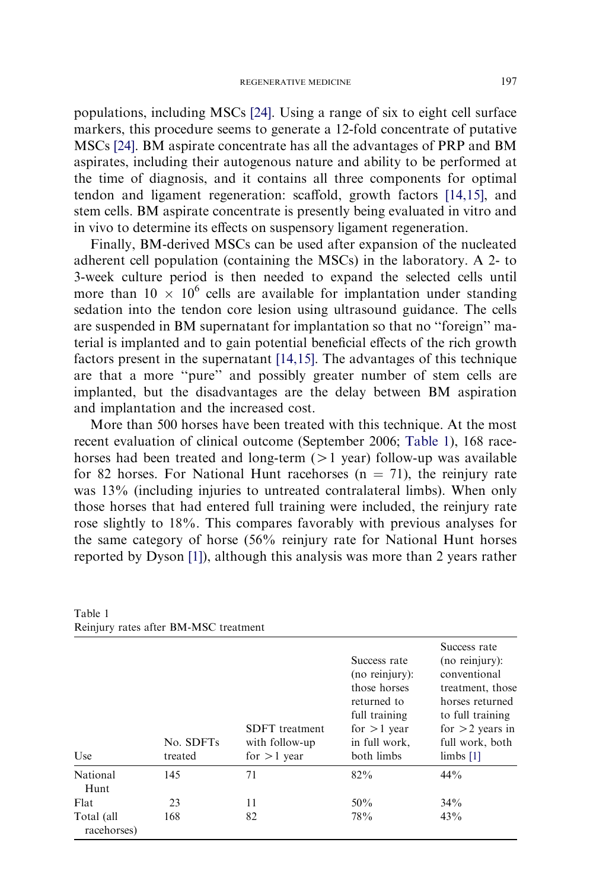populations, including MSCs [24]. Using a range of six to eight cell surface markers, this procedure seems to generate a 12-fold concentrate of putative MSCs [24]. BM aspirate concentrate has all the advantages of PRP and BM aspirates, including their autogenous nature and ability to be performed at the time of diagnosis, and it contains all three components for optimal tendon and ligament regeneration: scaffold, growth factors [14,15], and stem cells. BM aspirate concentrate is presently being evaluated in vitro and in vivo to determine its effects on suspensory ligament regeneration.

Finally, BM-derived MSCs can be used after expansion of the nucleated adherent cell population (containing the MSCs) in the laboratory. A 2- to 3-week culture period is then needed to expand the selected cells until more than $10 \times 10^6$ cells are available for implantation under standing sedation into the tendon core lesion using ultrasound guidance. The cells are suspended in BM supernatant for implantation so that no "foreign" material is implanted and to gain potential beneficial effects of the rich growth factors present in the supernatant [14,15]. The advantages of this technique are that a more "pure" and possibly greater number of stem cells are implanted, but the disadvantages are the delay between BM aspiration and implantation and the increased cost.

More than 500 horses have been treated with this technique. At the most recent evaluation of clinical outcome (September 2006; Table 1), 168 racehorses had been treated and long-term (>1 year) follow-up was available for 82 horses. For National Hunt racehorses (n = 71), the reinjury rate was 13% (including injuries to untreated contralateral limbs). When only those horses that had entered full training were included, the reinjury rate rose slightly to 18%. This compares favorably with previous analyses for the same category of horse (56% reinjury rate for National Hunt horses reported by Dyson [1]), although this analysis was more than 2 years rather

Table 1
Reinjury rates after BM-MSC treatment

| Use | No. SDFTs treated | SDFT treatment with follow-up for >1 year | Success rate (no reinjury): those horses returned to full training for >1 year in full work, both limbs | Success rate (no reinjury): conventional treatment, those horses returned to full training for >2 years in full work, both limbs [1] |
|---|---|---|---|---|
| National Hunt | 145 | 71 | 82% | 44% |
| Flat | 23 | 11 | 50% | 34% |
| Total (all racehorses) | 168 | 82 | 78% | 43% |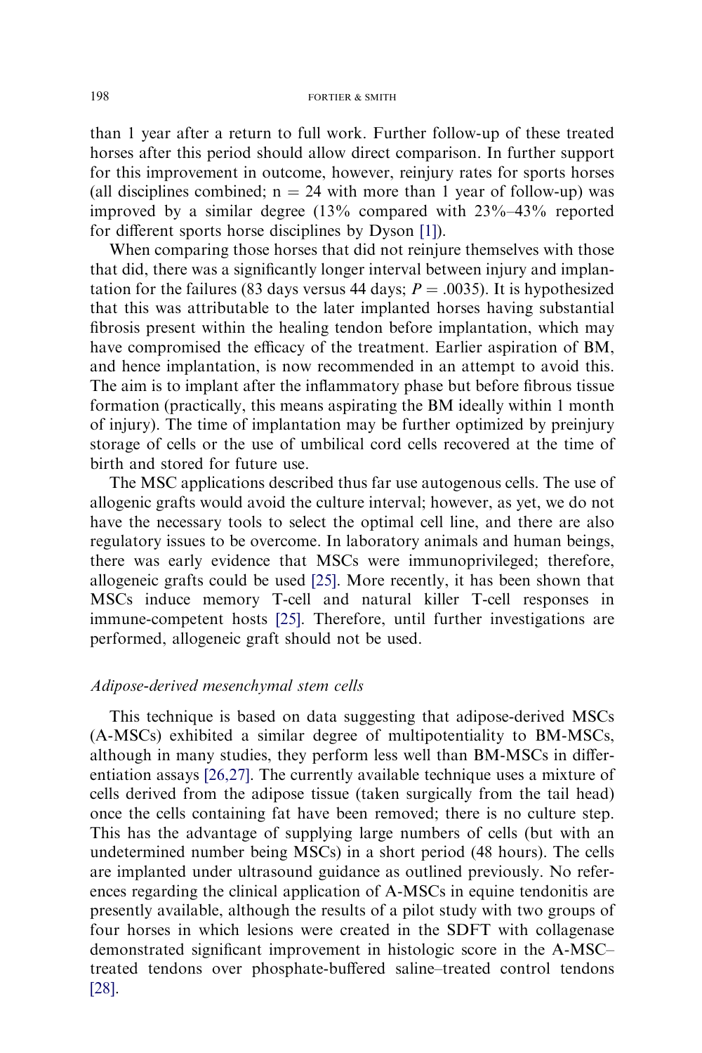than 1 year after a return to full work. Further follow-up of these treated horses after this period should allow direct comparison. In further support for this improvement in outcome, however, reinjury rates for sports horses (all disciplines combined; n = 24 with more than 1 year of follow-up) was improved by a similar degree (13% compared with 23%–43% reported for different sports horse disciplines by Dyson [1]).

When comparing those horses that did not reinjure themselves with those that did, there was a significantly longer interval between injury and implantation for the failures (83 days versus 44 days; $P = .0035$). It is hypothesized that this was attributable to the later implanted horses having substantial fibrosis present within the healing tendon before implantation, which may have compromised the efficacy of the treatment. Earlier aspiration of BM, and hence implantation, is now recommended in an attempt to avoid this. The aim is to implant after the inflammatory phase but before fibrous tissue formation (practically, this means aspirating the BM ideally within 1 month of injury). The time of implantation may be further optimized by preinjury storage of cells or the use of umbilical cord cells recovered at the time of birth and stored for future use.

The MSC applications described thus far use autogenous cells. The use of allogenic grafts would avoid the culture interval; however, as yet, we do not have the necessary tools to select the optimal cell line, and there are also regulatory issues to be overcome. In laboratory animals and human beings, there was early evidence that MSCs were immunoprivileged; therefore, allogeneic grafts could be used [25]. More recently, it has been shown that MSCs induce memory T-cell and natural killer T-cell responses in immune-competent hosts [25]. Therefore, until further investigations are performed, allogeneic graft should not be used.

*Adipose-derived mesenchymal stem cells*

This technique is based on data suggesting that adipose-derived MSCs (A-MSCs) exhibited a similar degree of multipotentiality to BM-MSCs, although in many studies, they perform less well than BM-MSCs in differentiation assays [26,27]. The currently available technique uses a mixture of cells derived from the adipose tissue (taken surgically from the tail head) once the cells containing fat have been removed; there is no culture step. This has the advantage of supplying large numbers of cells (but with an undetermined number being MSCs) in a short period (48 hours). The cells are implanted under ultrasound guidance as outlined previously. No references regarding the clinical application of A-MSCs in equine tendonitis are presently available, although the results of a pilot study with two groups of four horses in which lesions were created in the SDFT with collagenase demonstrated significant improvement in histologic score in the A-MSC–treated tendons over phosphate-buffered saline–treated control tendons [28].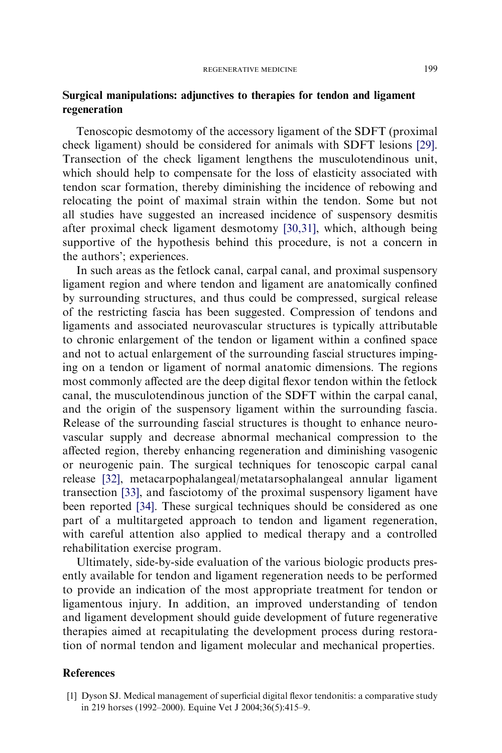## Surgical manipulations: adjunctives to therapies for tendon and ligament regeneration

Tenoscopic desmotomy of the accessory ligament of the SDFT (proximal check ligament) should be considered for animals with SDFT lesions [29]. Transection of the check ligament lengthens the musculotendinous unit, which should help to compensate for the loss of elasticity associated with tendon scar formation, thereby diminishing the incidence of rebowing and relocating the point of maximal strain within the tendon. Some but not all studies have suggested an increased incidence of suspensory desmitis after proximal check ligament desmotomy [30,31], which, although being supportive of the hypothesis behind this procedure, is not a concern in the authors'; experiences.

In such areas as the fetlock canal, carpal canal, and proximal suspensory ligament region and where tendon and ligament are anatomically confined by surrounding structures, and thus could be compressed, surgical release of the restricting fascia has been suggested. Compression of tendons and ligaments and associated neurovascular structures is typically attributable to chronic enlargement of the tendon or ligament within a confined space and not to actual enlargement of the surrounding fascial structures impinging on a tendon or ligament of normal anatomic dimensions. The regions most commonly affected are the deep digital flexor tendon within the fetlock canal, the musculotendinous junction of the SDFT within the carpal canal, and the origin of the suspensory ligament within the surrounding fascia. Release of the surrounding fascial structures is thought to enhance neurovascular supply and decrease abnormal mechanical compression to the affected region, thereby enhancing regeneration and diminishing vasogenic or neurogenic pain. The surgical techniques for tenoscopic carpal canal release [32], metacarpophalangeal/metatarsophalangeal annular ligament transection [33], and fasciotomy of the proximal suspensory ligament have been reported [34]. These surgical techniques should be considered as one part of a multitargeted approach to tendon and ligament regeneration, with careful attention also applied to medical therapy and a controlled rehabilitation exercise program.

Ultimately, side-by-side evaluation of the various biologic products presently available for tendon and ligament regeneration needs to be performed to provide an indication of the most appropriate treatment for tendon or ligamentous injury. In addition, an improved understanding of tendon and ligament development should guide development of future regenerative therapies aimed at recapitulating the development process during restoration of normal tendon and ligament molecular and mechanical properties.

## References

[1] Dyson SJ. Medical management of superficial digital flexor tendonitis: a comparative study in 219 horses (1992–2000). Equine Vet J 2004;36(5):415–9.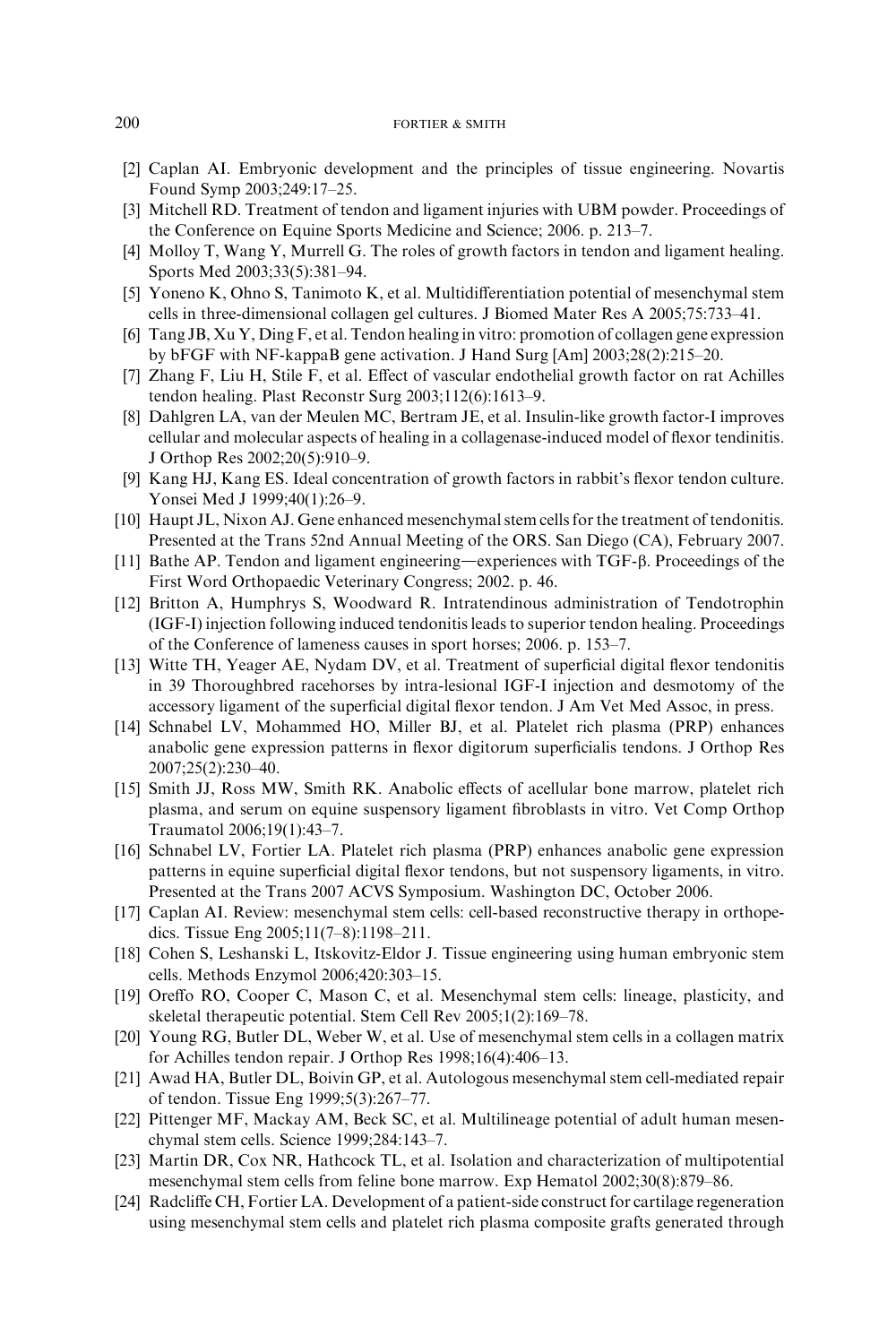[2] Caplan AI. Embryonic development and the principles of tissue engineering. Novartis Found Symp 2003;249:17–25.

[3] Mitchell RD. Treatment of tendon and ligament injuries with UBM powder. Proceedings of the Conference on Equine Sports Medicine and Science; 2006. p. 213–7.

[4] Molloy T, Wang Y, Murrell G. The roles of growth factors in tendon and ligament healing. Sports Med 2003;33(5):381–94.

[5] Yoneno K, Ohno S, Tanimoto K, et al. Multidifferentiation potential of mesenchymal stem cells in three-dimensional collagen gel cultures. J Biomed Mater Res A 2005;75:733–41.

[6] Tang JB, Xu Y, Ding F, et al. Tendon healing in vitro: promotion of collagen gene expression by bFGF with NF-kappaB gene activation. J Hand Surg [Am] 2003;28(2):215–20.

[7] Zhang F, Liu H, Stile F, et al. Effect of vascular endothelial growth factor on rat Achilles tendon healing. Plast Reconstr Surg 2003;112(6):1613–9.

[8] Dahlgren LA, van der Meulen MC, Bertram JE, et al. Insulin-like growth factor-I improves cellular and molecular aspects of healing in a collagenase-induced model of flexor tendinitis. J Orthop Res 2002;20(5):910–9.

[9] Kang HJ, Kang ES. Ideal concentration of growth factors in rabbit's flexor tendon culture. Yonsei Med J 1999;40(1):26–9.

[10] Haupt JL, Nixon AJ. Gene enhanced mesenchymal stem cells for the treatment of tendonitis. Presented at the Trans 52nd Annual Meeting of the ORS. San Diego (CA), February 2007.

[11] Bathe AP. Tendon and ligament engineering—experiences with TGF-β. Proceedings of the First Word Orthopaedic Veterinary Congress; 2002. p. 46.

[12] Britton A, Humphrys S, Woodward R. Intratendinous administration of Tendotrophin (IGF-I) injection following induced tendonitis leads to superior tendon healing. Proceedings of the Conference of lameness causes in sport horses; 2006. p. 153–7.

[13] Witte TH, Yeager AE, Nydam DV, et al. Treatment of superficial digital flexor tendonitis in 39 Thoroughbred racehorses by intra-lesional IGF-I injection and desmotomy of the accessory ligament of the superficial digital flexor tendon. J Am Vet Med Assoc, in press.

[14] Schnabel LV, Mohammed HO, Miller BJ, et al. Platelet rich plasma (PRP) enhances anabolic gene expression patterns in flexor digitorum superficialis tendons. J Orthop Res 2007;25(2):230–40.

[15] Smith JJ, Ross MW, Smith RK. Anabolic effects of acellular bone marrow, platelet rich plasma, and serum on equine suspensory ligament fibroblasts in vitro. Vet Comp Orthop Traumatol 2006;19(1):43–7.

[16] Schnabel LV, Fortier LA. Platelet rich plasma (PRP) enhances anabolic gene expression patterns in equine superficial digital flexor tendons, but not suspensory ligaments, in vitro. Presented at the Trans 2007 ACVS Symposium. Washington DC, October 2006.

[17] Caplan AI. Review: mesenchymal stem cells: cell-based reconstructive therapy in orthopedics. Tissue Eng 2005;11(7–8):1198–211.

[18] Cohen S, Leshanski L, Itskovitz-Eldor J. Tissue engineering using human embryonic stem cells. Methods Enzymol 2006;420:303–15.

[19] Oreffo RO, Cooper C, Mason C, et al. Mesenchymal stem cells: lineage, plasticity, and skeletal therapeutic potential. Stem Cell Rev 2005;1(2):169–78.

[20] Young RG, Butler DL, Weber W, et al. Use of mesenchymal stem cells in a collagen matrix for Achilles tendon repair. J Orthop Res 1998;16(4):406–13.

[21] Awad HA, Butler DL, Boivin GP, et al. Autologous mesenchymal stem cell-mediated repair of tendon. Tissue Eng 1999;5(3):267–77.

[22] Pittenger MF, Mackay AM, Beck SC, et al. Multilineage potential of adult human mesenchymal stem cells. Science 1999;284:143–7.

[23] Martin DR, Cox NR, Hathcock TL, et al. Isolation and characterization of multipotential mesenchymal stem cells from feline bone marrow. Exp Hematol 2002;30(8):879–86.

[24] Radcliffe CH, Fortier LA. Development of a patient-side construct for cartilage regeneration using mesenchymal stem cells and platelet rich plasma composite grafts generated through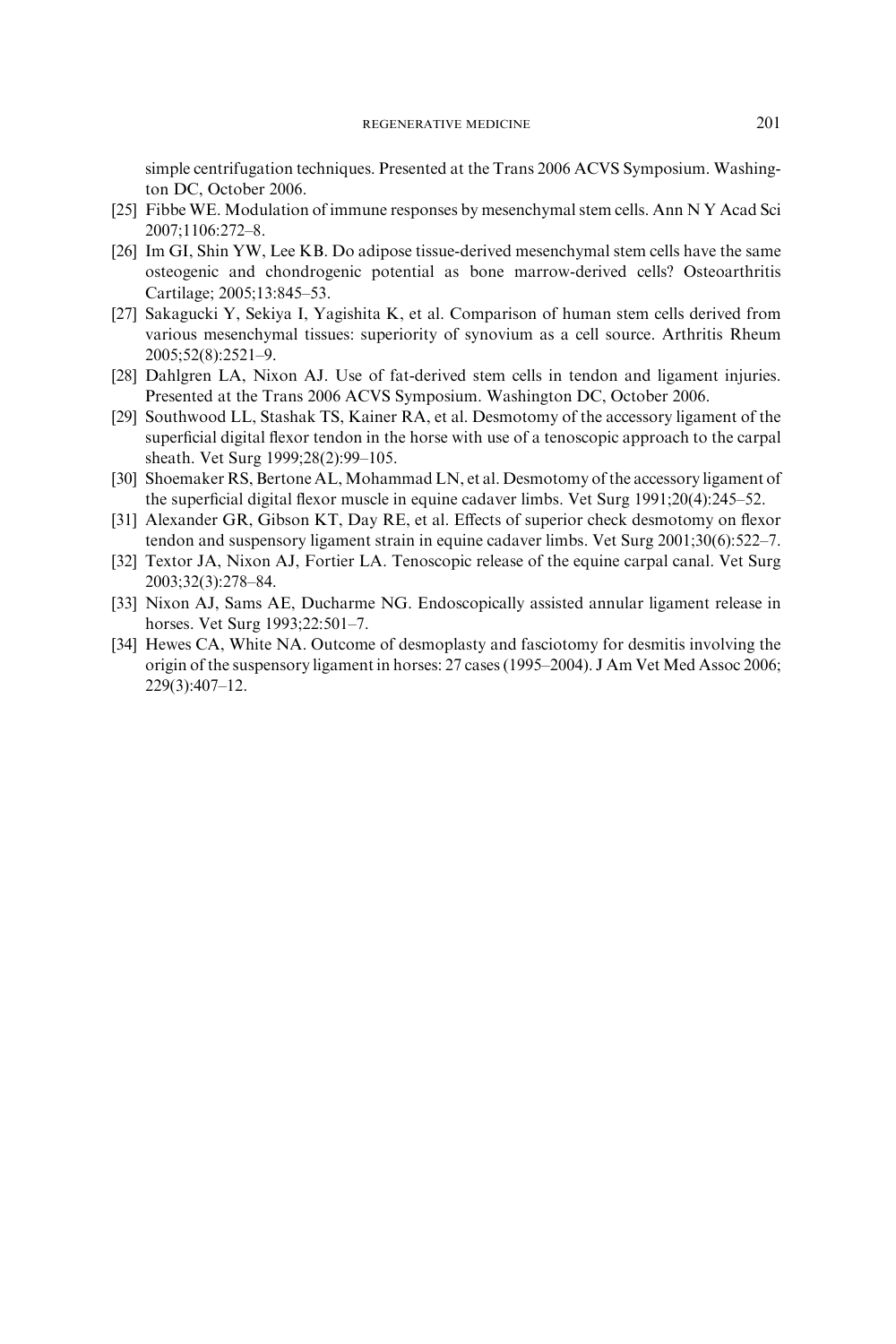simple centrifugation techniques. Presented at the Trans 2006 ACVS Symposium. Washington DC, October 2006.

[25] Fibbe WE. Modulation of immune responses by mesenchymal stem cells. Ann N Y Acad Sci 2007;1106:272–8.

[26] Im GI, Shin YW, Lee KB. Do adipose tissue-derived mesenchymal stem cells have the same osteogenic and chondrogenic potential as bone marrow-derived cells? Osteoarthritis Cartilage; 2005;13:845–53.

[27] Sakagucki Y, Sekiya I, Yagishita K, et al. Comparison of human stem cells derived from various mesenchymal tissues: superiority of synovium as a cell source. Arthritis Rheum 2005;52(8):2521–9.

[28] Dahlgren LA, Nixon AJ. Use of fat-derived stem cells in tendon and ligament injuries. Presented at the Trans 2006 ACVS Symposium. Washington DC, October 2006.

[29] Southwood LL, Stashak TS, Kainer RA, et al. Desmotomy of the accessory ligament of the superficial digital flexor tendon in the horse with use of a tenoscopic approach to the carpal sheath. Vet Surg 1999;28(2):99–105.

[30] Shoemaker RS, Bertone AL, Mohammad LN, et al. Desmotomy of the accessory ligament of the superficial digital flexor muscle in equine cadaver limbs. Vet Surg 1991;20(4):245–52.

[31] Alexander GR, Gibson KT, Day RE, et al. Effects of superior check desmotomy on flexor tendon and suspensory ligament strain in equine cadaver limbs. Vet Surg 2001;30(6):522–7.

[32] Textor JA, Nixon AJ, Fortier LA. Tenoscopic release of the equine carpal canal. Vet Surg 2003;32(3):278–84.

[33] Nixon AJ, Sams AE, Ducharme NG. Endoscopically assisted annular ligament release in horses. Vet Surg 1993;22:501–7.

[34] Hewes CA, White NA. Outcome of desmoplasty and fasciotomy for desmitis involving the origin of the suspensory ligament in horses: 27 cases (1995–2004). J Am Vet Med Assoc 2006; 229(3):407–12.